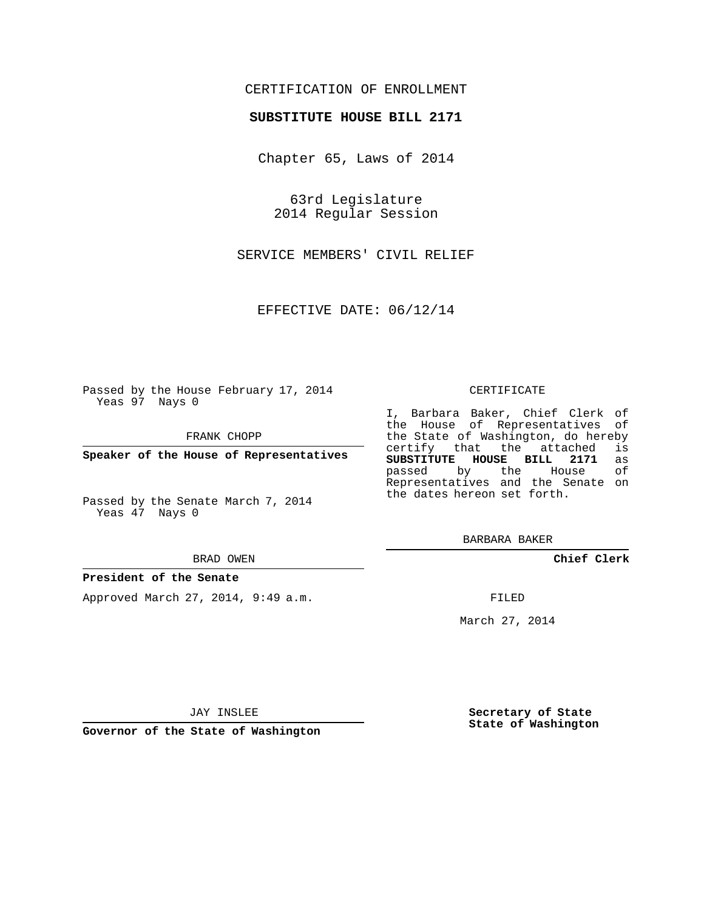CERTIFICATION OF ENROLLMENT

**SUBSTITUTE HOUSE BILL 2171**

Chapter 65, Laws of 2014

63rd Legislature
2014 Regular Session

SERVICE MEMBERS' CIVIL RELIEF

EFFECTIVE DATE: 06/12/14

Passed by the House February 17, 2014
Yeas 97 Nays 0

FRANK CHOPP

**Speaker of the House of Representatives**

Passed by the Senate March 7, 2014
Yeas 47 Nays 0

BRAD OWEN

**President of the Senate**

Approved March 27, 2014, 9:49 a.m.

JAY INSLEE

**Governor of the State of Washington**

CERTIFICATE

I, Barbara Baker, Chief Clerk of the House of Representatives of the State of Washington, do hereby certify that the attached is **SUBSTITUTE HOUSE BILL 2171** as passed by the House of Representatives and the Senate on the dates hereon set forth.

BARBARA BAKER

**Chief Clerk**

FILED

March 27, 2014

**Secretary of State**
**State of Washington**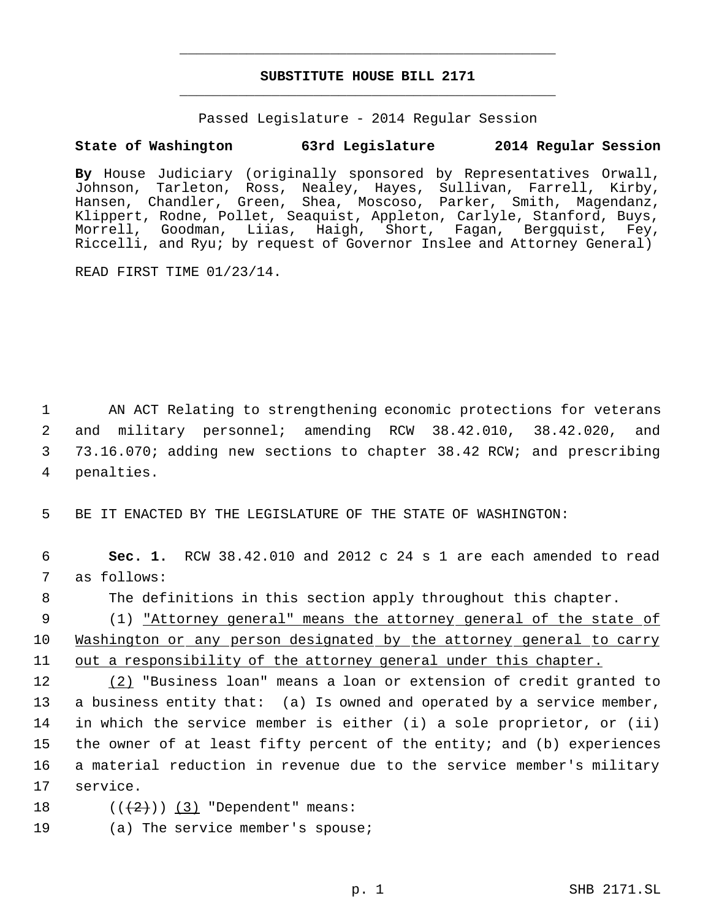# SUBSTITUTE HOUSE BILL 2171

Passed Legislature - 2014 Regular Session

**State of Washington 63rd Legislature 2014 Regular Session**

**By** House Judiciary (originally sponsored by Representatives Orwall, Johnson, Tarleton, Ross, Nealey, Hayes, Sullivan, Farrell, Kirby, Hansen, Chandler, Green, Shea, Moscoso, Parker, Smith, Magendanz, Klippert, Rodne, Pollet, Seaquist, Appleton, Carlyle, Stanford, Buys, Morrell, Goodman, Liias, Haigh, Short, Fagan, Bergquist, Fey, Riccelli, and Ryu; by request of Governor Inslee and Attorney General)

READ FIRST TIME 01/23/14.

1 AN ACT Relating to strengthening economic protections for veterans
2 and military personnel; amending RCW 38.42.010, 38.42.020, and
3 73.16.070; adding new sections to chapter 38.42 RCW; and prescribing
4 penalties.

5 BE IT ENACTED BY THE LEGISLATURE OF THE STATE OF WASHINGTON:

6 **Sec. 1.** RCW 38.42.010 and 2012 c 24 s 1 are each amended to read
7 as follows:

8 The definitions in this section apply throughout this chapter.

9 (1) "Attorney general" means the attorney general of the state of
10 Washington or any person designated by the attorney general to carry
11 out a responsibility of the attorney general under this chapter.

12 (2) "Business loan" means a loan or extension of credit granted to
13 a business entity that: (a) Is owned and operated by a service member,
14 in which the service member is either (i) a sole proprietor, or (ii)
15 the owner of at least fifty percent of the entity; and (b) experiences
16 a material reduction in revenue due to the service member's military
17 service.

18 (((2))) (3) "Dependent" means:

19 (a) The service member's spouse;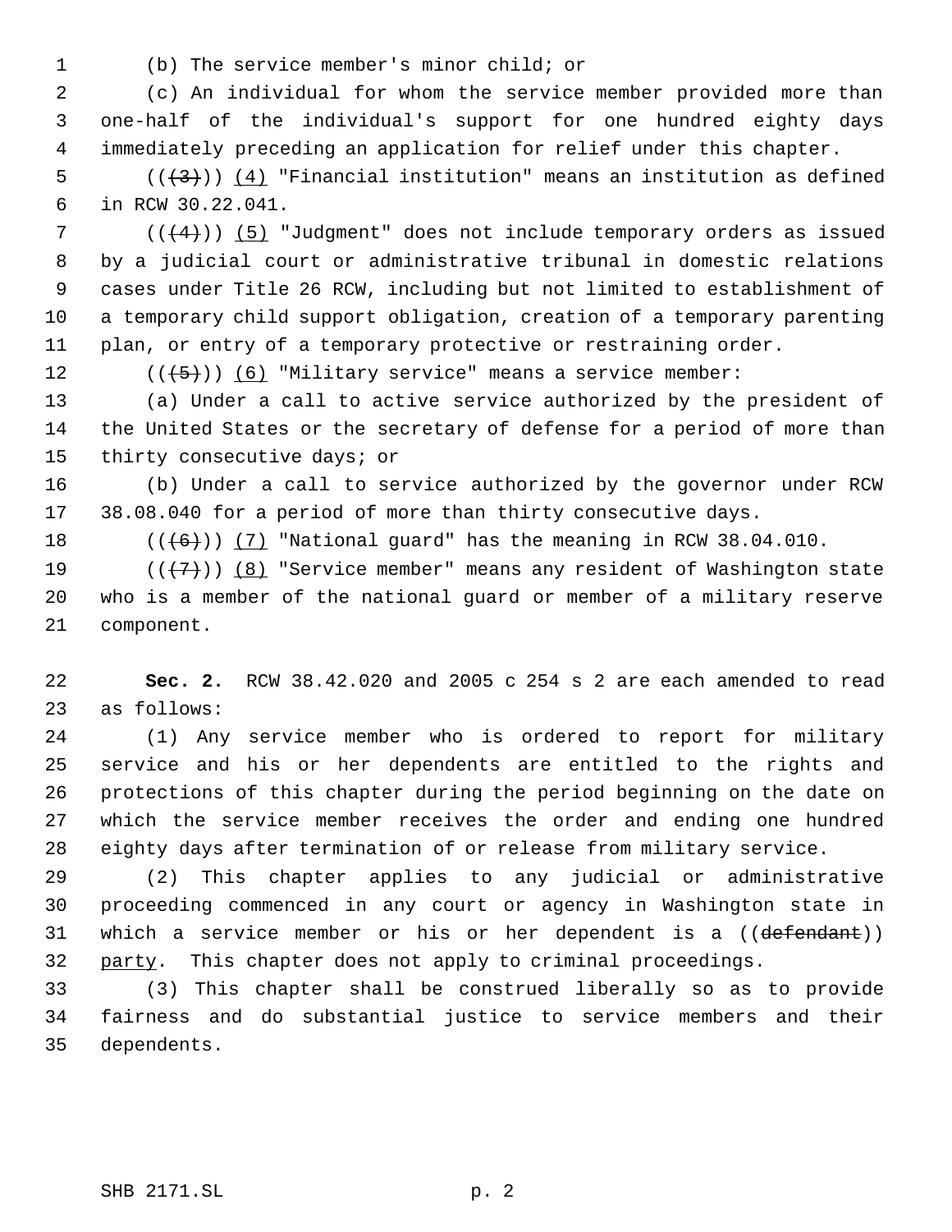(b) The service member's minor child; or

(c) An individual for whom the service member provided more than one-half of the individual's support for one hundred eighty days immediately preceding an application for relief under this chapter.

~~((~~(3)~~))~~ (4) "Financial institution" means an institution as defined in RCW 30.22.041.

((~~(4)~~)) (5) "Judgment" does not include temporary orders as issued by a judicial court or administrative tribunal in domestic relations cases under Title 26 RCW, including but not limited to establishment of a temporary child support obligation, creation of a temporary parenting plan, or entry of a temporary protective or restraining order.

((~~(5)~~)) (6) "Military service" means a service member:

(a) Under a call to active service authorized by the president of the United States or the secretary of defense for a period of more than thirty consecutive days; or

(b) Under a call to service authorized by the governor under RCW 38.08.040 for a period of more than thirty consecutive days.

((~~(6)~~)) (7) "National guard" has the meaning in RCW 38.04.010.

((~~(7)~~)) (8) "Service member" means any resident of Washington state who is a member of the national guard or member of a military reserve component.

**Sec. 2.** RCW 38.42.020 and 2005 c 254 s 2 are each amended to read as follows:

(1) Any service member who is ordered to report for military service and his or her dependents are entitled to the rights and protections of this chapter during the period beginning on the date on which the service member receives the order and ending one hundred eighty days after termination of or release from military service.

(2) This chapter applies to any judicial or administrative proceeding commenced in any court or agency in Washington state in which a service member or his or her dependent is a ((~~defendant~~)) party. This chapter does not apply to criminal proceedings.

(3) This chapter shall be construed liberally so as to provide fairness and do substantial justice to service members and their dependents.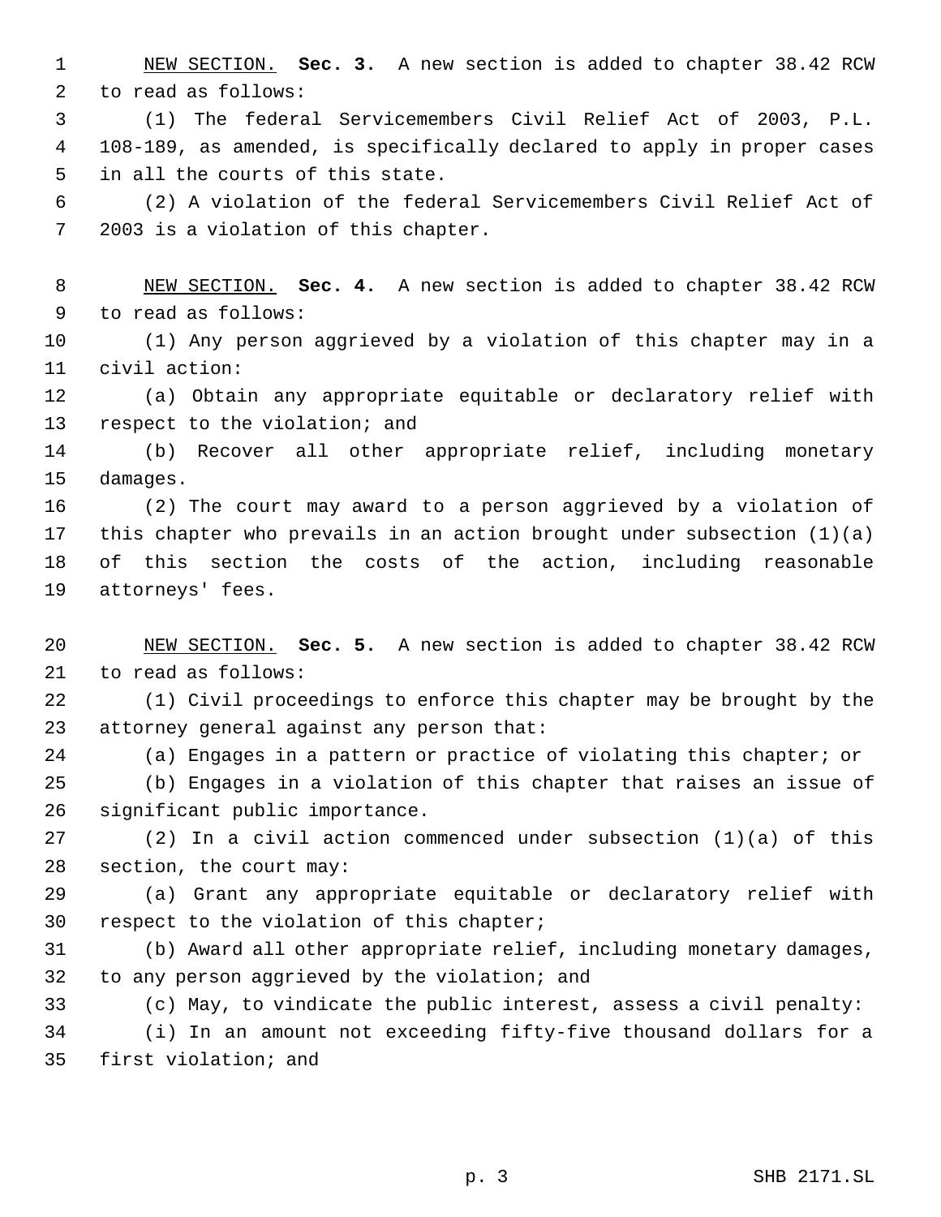NEW SECTION. **Sec. 3.** A new section is added to chapter 38.42 RCW to read as follows:

(1) The federal Servicemembers Civil Relief Act of 2003, P.L. 108-189, as amended, is specifically declared to apply in proper cases in all the courts of this state.

(2) A violation of the federal Servicemembers Civil Relief Act of 2003 is a violation of this chapter.

NEW SECTION. **Sec. 4.** A new section is added to chapter 38.42 RCW to read as follows:

(1) Any person aggrieved by a violation of this chapter may in a civil action:

(a) Obtain any appropriate equitable or declaratory relief with respect to the violation; and

(b) Recover all other appropriate relief, including monetary damages.

(2) The court may award to a person aggrieved by a violation of this chapter who prevails in an action brought under subsection (1)(a) of this section the costs of the action, including reasonable attorneys' fees.

NEW SECTION. **Sec. 5.** A new section is added to chapter 38.42 RCW to read as follows:

(1) Civil proceedings to enforce this chapter may be brought by the attorney general against any person that:

(a) Engages in a pattern or practice of violating this chapter; or

(b) Engages in a violation of this chapter that raises an issue of significant public importance.

(2) In a civil action commenced under subsection (1)(a) of this section, the court may:

(a) Grant any appropriate equitable or declaratory relief with respect to the violation of this chapter;

(b) Award all other appropriate relief, including monetary damages, to any person aggrieved by the violation; and

(c) May, to vindicate the public interest, assess a civil penalty:

(i) In an amount not exceeding fifty-five thousand dollars for a first violation; and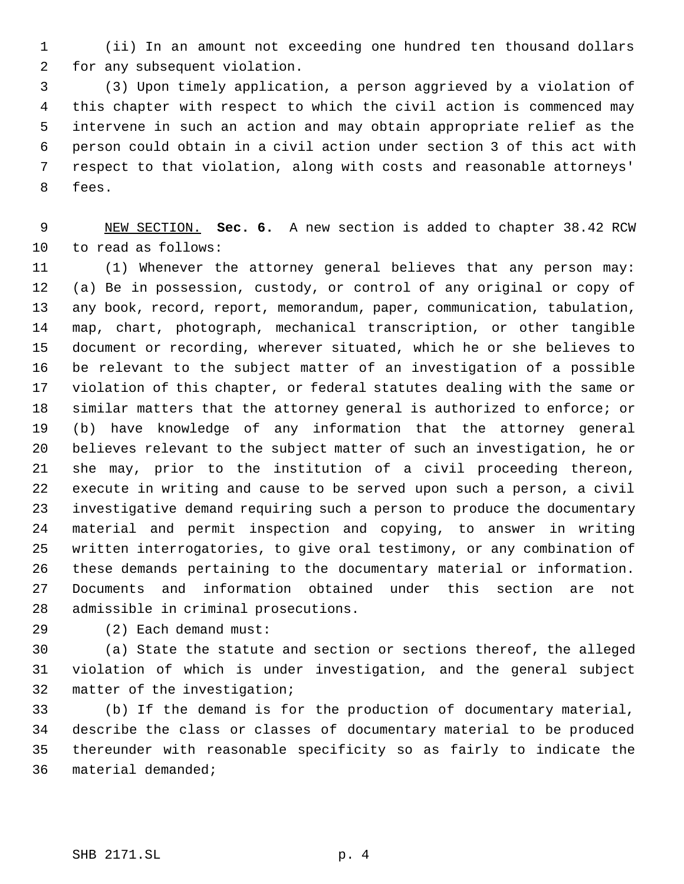(ii) In an amount not exceeding one hundred ten thousand dollars for any subsequent violation.

(3) Upon timely application, a person aggrieved by a violation of this chapter with respect to which the civil action is commenced may intervene in such an action and may obtain appropriate relief as the person could obtain in a civil action under section 3 of this act with respect to that violation, along with costs and reasonable attorneys' fees.

NEW SECTION. **Sec. 6.** A new section is added to chapter 38.42 RCW to read as follows:

(1) Whenever the attorney general believes that any person may: (a) Be in possession, custody, or control of any original or copy of any book, record, report, memorandum, paper, communication, tabulation, map, chart, photograph, mechanical transcription, or other tangible document or recording, wherever situated, which he or she believes to be relevant to the subject matter of an investigation of a possible violation of this chapter, or federal statutes dealing with the same or similar matters that the attorney general is authorized to enforce; or (b) have knowledge of any information that the attorney general believes relevant to the subject matter of such an investigation, he or she may, prior to the institution of a civil proceeding thereon, execute in writing and cause to be served upon such a person, a civil investigative demand requiring such a person to produce the documentary material and permit inspection and copying, to answer in writing written interrogatories, to give oral testimony, or any combination of these demands pertaining to the documentary material or information. Documents and information obtained under this section are not admissible in criminal prosecutions.

(2) Each demand must:

(a) State the statute and section or sections thereof, the alleged violation of which is under investigation, and the general subject matter of the investigation;

(b) If the demand is for the production of documentary material, describe the class or classes of documentary material to be produced thereunder with reasonable specificity so as fairly to indicate the material demanded;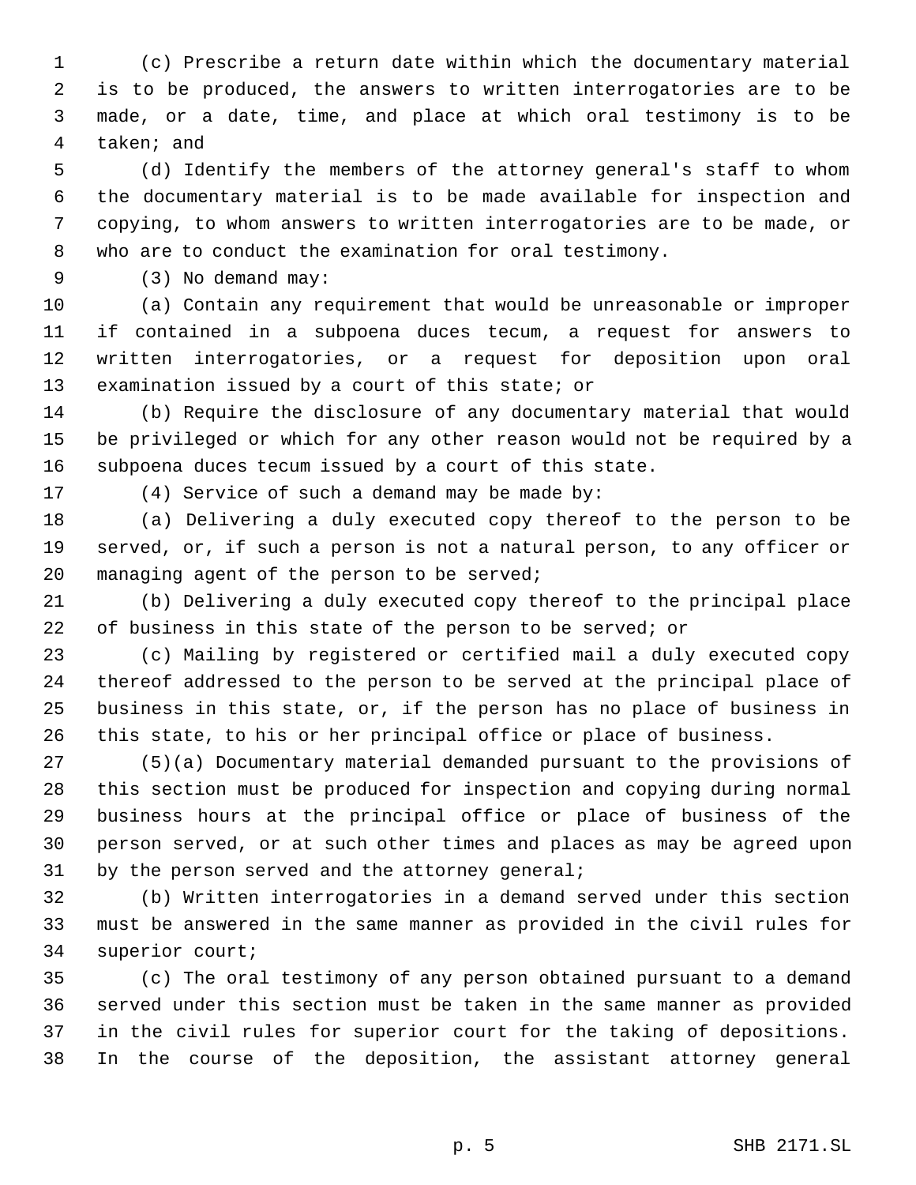(c) Prescribe a return date within which the documentary material is to be produced, the answers to written interrogatories are to be made, or a date, time, and place at which oral testimony is to be taken; and

(d) Identify the members of the attorney general's staff to whom the documentary material is to be made available for inspection and copying, to whom answers to written interrogatories are to be made, or who are to conduct the examination for oral testimony.

(3) No demand may:

(a) Contain any requirement that would be unreasonable or improper if contained in a subpoena duces tecum, a request for answers to written interrogatories, or a request for deposition upon oral examination issued by a court of this state; or

(b) Require the disclosure of any documentary material that would be privileged or which for any other reason would not be required by a subpoena duces tecum issued by a court of this state.

(4) Service of such a demand may be made by:

(a) Delivering a duly executed copy thereof to the person to be served, or, if such a person is not a natural person, to any officer or managing agent of the person to be served;

(b) Delivering a duly executed copy thereof to the principal place of business in this state of the person to be served; or

(c) Mailing by registered or certified mail a duly executed copy thereof addressed to the person to be served at the principal place of business in this state, or, if the person has no place of business in this state, to his or her principal office or place of business.

(5)(a) Documentary material demanded pursuant to the provisions of this section must be produced for inspection and copying during normal business hours at the principal office or place of business of the person served, or at such other times and places as may be agreed upon by the person served and the attorney general;

(b) Written interrogatories in a demand served under this section must be answered in the same manner as provided in the civil rules for superior court;

(c) The oral testimony of any person obtained pursuant to a demand served under this section must be taken in the same manner as provided in the civil rules for superior court for the taking of depositions. In the course of the deposition, the assistant attorney general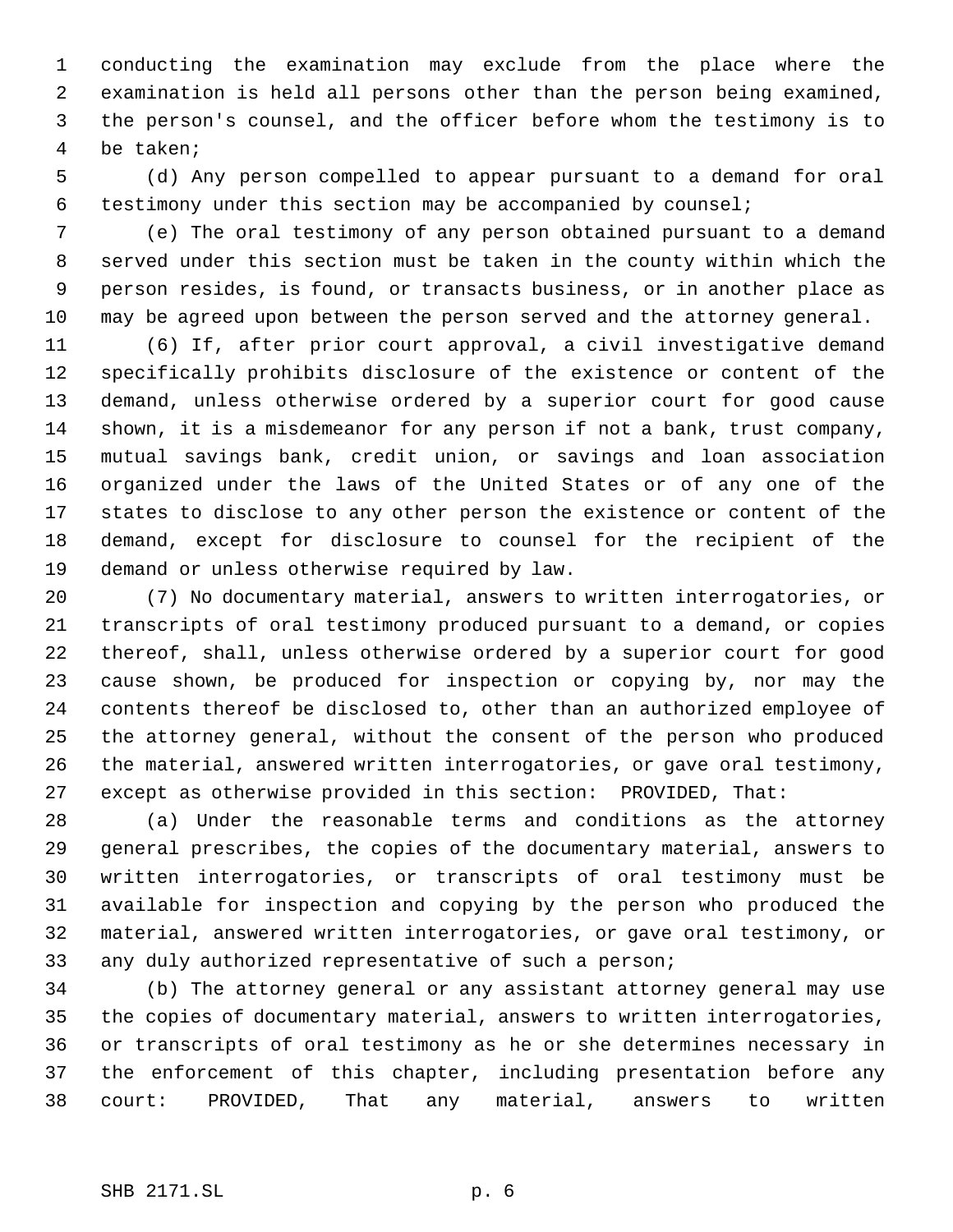conducting the examination may exclude from the place where the examination is held all persons other than the person being examined, the person's counsel, and the officer before whom the testimony is to be taken;

(d) Any person compelled to appear pursuant to a demand for oral testimony under this section may be accompanied by counsel;

(e) The oral testimony of any person obtained pursuant to a demand served under this section must be taken in the county within which the person resides, is found, or transacts business, or in another place as may be agreed upon between the person served and the attorney general.

(6) If, after prior court approval, a civil investigative demand specifically prohibits disclosure of the existence or content of the demand, unless otherwise ordered by a superior court for good cause shown, it is a misdemeanor for any person if not a bank, trust company, mutual savings bank, credit union, or savings and loan association organized under the laws of the United States or of any one of the states to disclose to any other person the existence or content of the demand, except for disclosure to counsel for the recipient of the demand or unless otherwise required by law.

(7) No documentary material, answers to written interrogatories, or transcripts of oral testimony produced pursuant to a demand, or copies thereof, shall, unless otherwise ordered by a superior court for good cause shown, be produced for inspection or copying by, nor may the contents thereof be disclosed to, other than an authorized employee of the attorney general, without the consent of the person who produced the material, answered written interrogatories, or gave oral testimony, except as otherwise provided in this section: PROVIDED, That:

(a) Under the reasonable terms and conditions as the attorney general prescribes, the copies of the documentary material, answers to written interrogatories, or transcripts of oral testimony must be available for inspection and copying by the person who produced the material, answered written interrogatories, or gave oral testimony, or any duly authorized representative of such a person;

(b) The attorney general or any assistant attorney general may use the copies of documentary material, answers to written interrogatories, or transcripts of oral testimony as he or she determines necessary in the enforcement of this chapter, including presentation before any court: PROVIDED, That any material, answers to written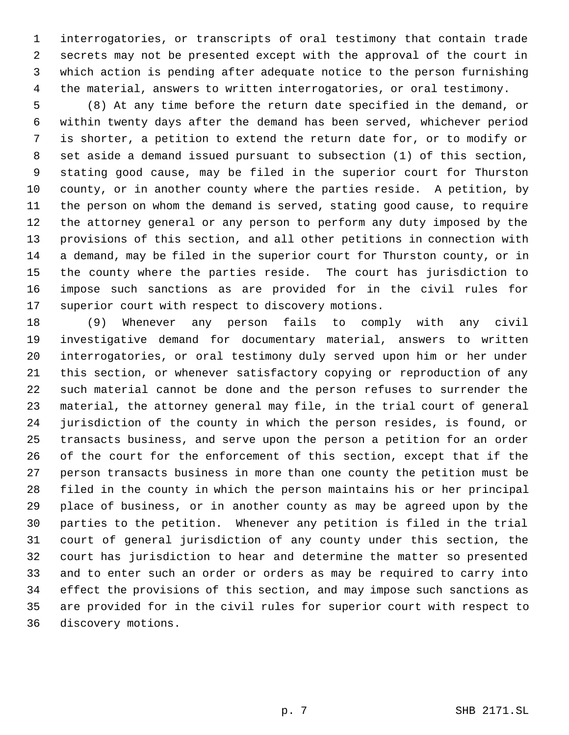interrogatories, or transcripts of oral testimony that contain trade secrets may not be presented except with the approval of the court in which action is pending after adequate notice to the person furnishing the material, answers to written interrogatories, or oral testimony.

(8) At any time before the return date specified in the demand, or within twenty days after the demand has been served, whichever period is shorter, a petition to extend the return date for, or to modify or set aside a demand issued pursuant to subsection (1) of this section, stating good cause, may be filed in the superior court for Thurston county, or in another county where the parties reside. A petition, by the person on whom the demand is served, stating good cause, to require the attorney general or any person to perform any duty imposed by the provisions of this section, and all other petitions in connection with a demand, may be filed in the superior court for Thurston county, or in the county where the parties reside. The court has jurisdiction to impose such sanctions as are provided for in the civil rules for superior court with respect to discovery motions.

(9) Whenever any person fails to comply with any civil investigative demand for documentary material, answers to written interrogatories, or oral testimony duly served upon him or her under this section, or whenever satisfactory copying or reproduction of any such material cannot be done and the person refuses to surrender the material, the attorney general may file, in the trial court of general jurisdiction of the county in which the person resides, is found, or transacts business, and serve upon the person a petition for an order of the court for the enforcement of this section, except that if the person transacts business in more than one county the petition must be filed in the county in which the person maintains his or her principal place of business, or in another county as may be agreed upon by the parties to the petition. Whenever any petition is filed in the trial court of general jurisdiction of any county under this section, the court has jurisdiction to hear and determine the matter so presented and to enter such an order or orders as may be required to carry into effect the provisions of this section, and may impose such sanctions as are provided for in the civil rules for superior court with respect to discovery motions.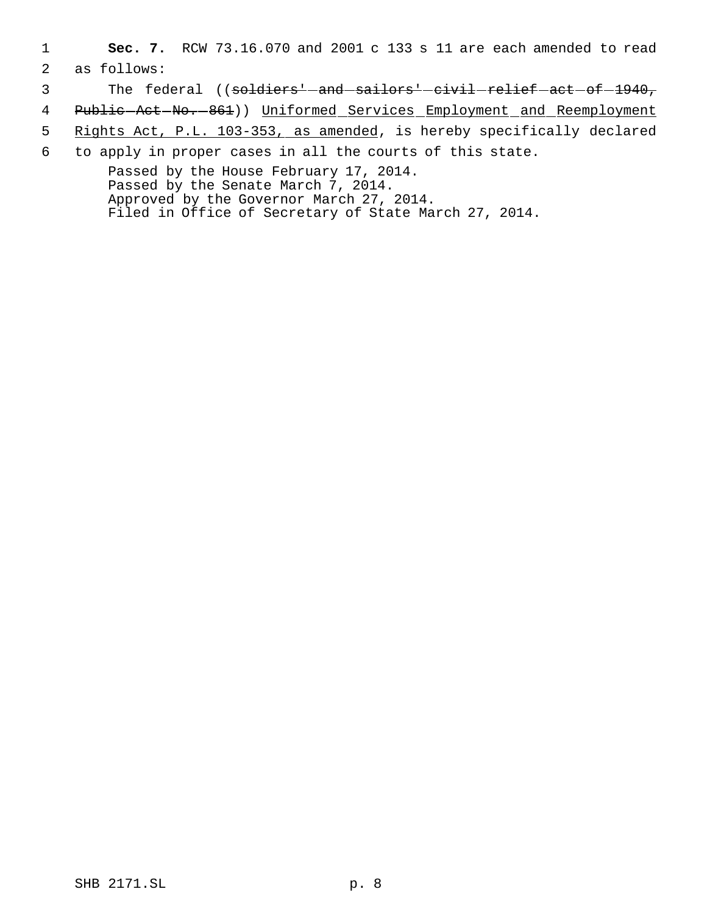**Sec. 7.** RCW 73.16.070 and 2001 c 133 s 11 are each amended to read as follows:

The federal ((~~soldiers' and sailors' civil relief act of 1940, Public Act No. 861~~)) <u>Uniformed Services Employment and Reemployment Rights Act, P.L. 103-353, as amended</u>, is hereby specifically declared to apply in proper cases in all the courts of this state.

Passed by the House February 17, 2014.
Passed by the Senate March 7, 2014.
Approved by the Governor March 27, 2014.
Filed in Office of Secretary of State March 27, 2014.